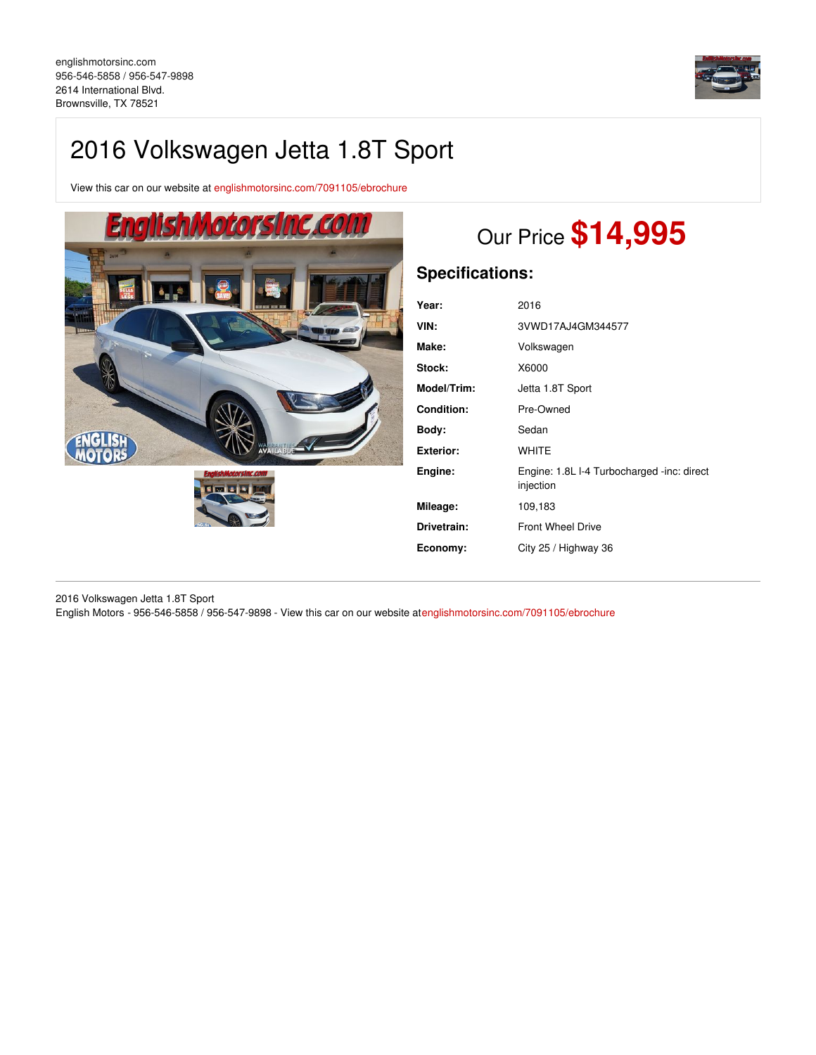englishmotorsinc.com
956-546-5858 / 956-547-9898
2614 International Blvd.
Brownsville, TX 78521

# 2016 Volkswagen Jetta 1.8T Sport

View this car on our website at englishmotorsinc.com/7091105/ebrochure

## Our Price **$14,995**

### Specifications:

| | |
|---|---|
| **Year:** | 2016 |
| **VIN:** | 3VWD17AJ4GM344577 |
| **Make:** | Volkswagen |
| **Stock:** | X6000 |
| **Model/Trim:** | Jetta 1.8T Sport |
| **Condition:** | Pre-Owned |
| **Body:** | Sedan |
| **Exterior:** | WHITE |
| **Engine:** | Engine: 1.8L I-4 Turbocharged -inc: direct injection |
| **Mileage:** | 109,183 |
| **Drivetrain:** | Front Wheel Drive |
| **Economy:** | City 25 / Highway 36 |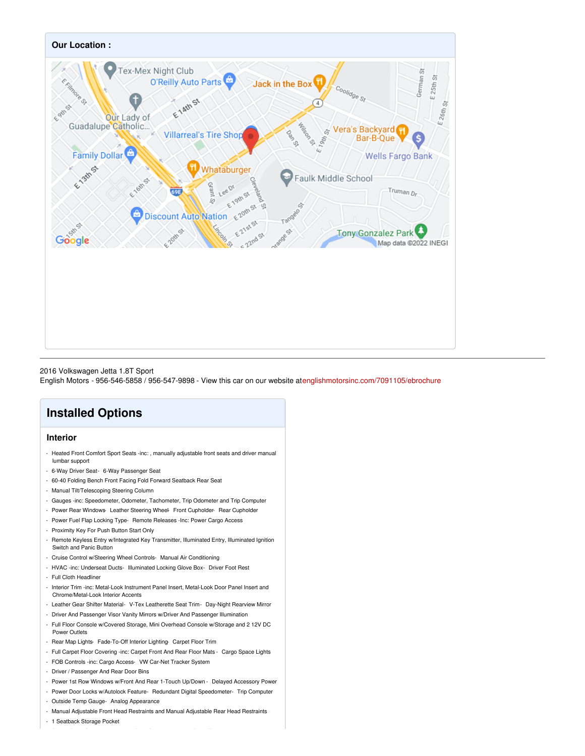## Our Location :

2016 Volkswagen Jetta 1.8T Sport
English Motors - 956-546-5858 / 956-547-9898 - View this car on our website atenglishmotorsinc.com/7091105/ebrochure

# Installed Options

### Interior

- Heated Front Comfort Sport Seats -inc: , manually adjustable front seats and driver manual lumbar support
- 6-Way Driver Seat- 6-Way Passenger Seat
- 60-40 Folding Bench Front Facing Fold Forward Seatback Rear Seat
- Manual Tilt/Telescoping Steering Column
- Gauges -inc: Speedometer, Odometer, Tachometer, Trip Odometer and Trip Computer
- Power Rear Windows- Leather Steering Wheel- Front Cupholder- Rear Cupholder
- Power Fuel Flap Locking Type- Remote Releases -Inc: Power Cargo Access
- Proximity Key For Push Button Start Only
- Remote Keyless Entry w/Integrated Key Transmitter, Illuminated Entry, Illuminated Ignition Switch and Panic Button
- Cruise Control w/Steering Wheel Controls- Manual Air Conditioning
- HVAC -inc: Underseat Ducts- Illuminated Locking Glove Box- Driver Foot Rest
- Full Cloth Headliner
- Interior Trim -inc: Metal-Look Instrument Panel Insert, Metal-Look Door Panel Insert and Chrome/Metal-Look Interior Accents
- Leather Gear Shifter Material- V-Tex Leatherette Seat Trim- Day-Night Rearview Mirror
- Driver And Passenger Visor Vanity Mirrors w/Driver And Passenger Illumination
- Full Floor Console w/Covered Storage, Mini Overhead Console w/Storage and 2 12V DC Power Outlets
- Rear Map Lights- Fade-To-Off Interior Lighting- Carpet Floor Trim
- Full Carpet Floor Covering -inc: Carpet Front And Rear Floor Mats - Cargo Space Lights
- FOB Controls -inc: Cargo Access- VW Car-Net Tracker System
- Driver / Passenger And Rear Door Bins
- Power 1st Row Windows w/Front And Rear 1-Touch Up/Down - Delayed Accessory Power
- Power Door Locks w/Autolock Feature- Redundant Digital Speedometer- Trip Computer
- Outside Temp Gauge- Analog Appearance
- Manual Adjustable Front Head Restraints and Manual Adjustable Rear Head Restraints
- 1 Seatback Storage Pocket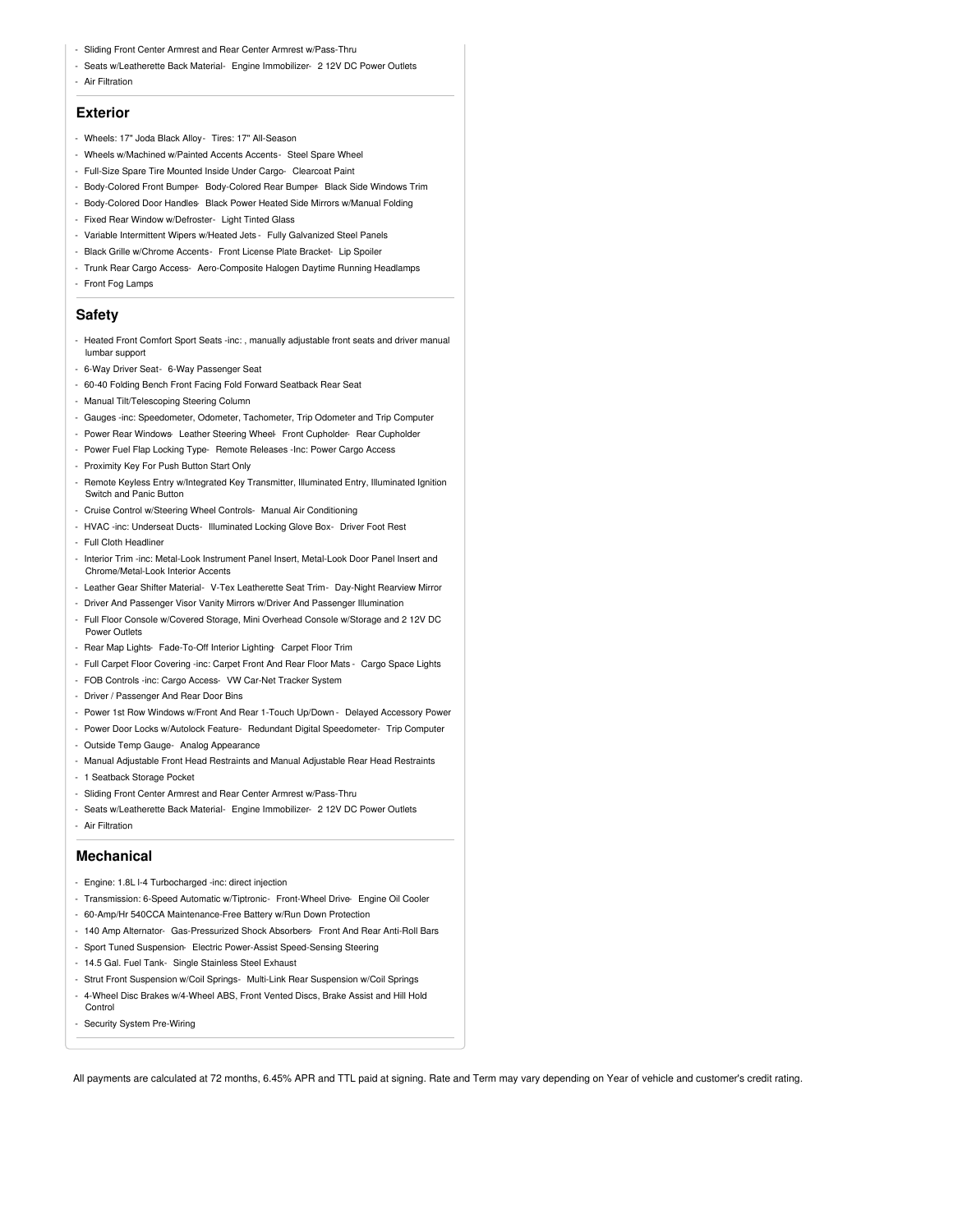- Sliding Front Center Armrest and Rear Center Armrest w/Pass-Thru
- Seats w/Leatherette Back Material- Engine Immobilizer- 2 12V DC Power Outlets
- Air Filtration

## Exterior

- Wheels: 17" Joda Black Alloy- Tires: 17" All-Season
- Wheels w/Machined w/Painted Accents Accents- Steel Spare Wheel
- Full-Size Spare Tire Mounted Inside Under Cargo- Clearcoat Paint
- Body-Colored Front Bumper- Body-Colored Rear Bumper- Black Side Windows Trim
- Body-Colored Door Handles- Black Power Heated Side Mirrors w/Manual Folding
- Fixed Rear Window w/Defroster- Light Tinted Glass
- Variable Intermittent Wipers w/Heated Jets - Fully Galvanized Steel Panels
- Black Grille w/Chrome Accents- Front License Plate Bracket- Lip Spoiler
- Trunk Rear Cargo Access- Aero-Composite Halogen Daytime Running Headlamps
- Front Fog Lamps

## Safety

- Heated Front Comfort Sport Seats -inc: , manually adjustable front seats and driver manual lumbar support
- 6-Way Driver Seat- 6-Way Passenger Seat
- 60-40 Folding Bench Front Facing Fold Forward Seatback Rear Seat
- Manual Tilt/Telescoping Steering Column
- Gauges -inc: Speedometer, Odometer, Tachometer, Trip Odometer and Trip Computer
- Power Rear Windows- Leather Steering Wheel- Front Cupholder- Rear Cupholder
- Power Fuel Flap Locking Type- Remote Releases -Inc: Power Cargo Access
- Proximity Key For Push Button Start Only
- Remote Keyless Entry w/Integrated Key Transmitter, Illuminated Entry, Illuminated Ignition Switch and Panic Button
- Cruise Control w/Steering Wheel Controls- Manual Air Conditioning
- HVAC -inc: Underseat Ducts- Illuminated Locking Glove Box- Driver Foot Rest
- Full Cloth Headliner
- Interior Trim -inc: Metal-Look Instrument Panel Insert, Metal-Look Door Panel Insert and Chrome/Metal-Look Interior Accents
- Leather Gear Shifter Material- V-Tex Leatherette Seat Trim- Day-Night Rearview Mirror
- Driver And Passenger Visor Vanity Mirrors w/Driver And Passenger Illumination
- Full Floor Console w/Covered Storage, Mini Overhead Console w/Storage and 2 12V DC Power Outlets
- Rear Map Lights- Fade-To-Off Interior Lighting- Carpet Floor Trim
- Full Carpet Floor Covering -inc: Carpet Front And Rear Floor Mats - Cargo Space Lights
- FOB Controls -inc: Cargo Access- VW Car-Net Tracker System
- Driver / Passenger And Rear Door Bins
- Power 1st Row Windows w/Front And Rear 1-Touch Up/Down - Delayed Accessory Power
- Power Door Locks w/Autolock Feature- Redundant Digital Speedometer- Trip Computer
- Outside Temp Gauge- Analog Appearance
- Manual Adjustable Front Head Restraints and Manual Adjustable Rear Head Restraints
- 1 Seatback Storage Pocket
- Sliding Front Center Armrest and Rear Center Armrest w/Pass-Thru
- Seats w/Leatherette Back Material- Engine Immobilizer- 2 12V DC Power Outlets
- Air Filtration

## Mechanical

- Engine: 1.8L I-4 Turbocharged -inc: direct injection
- Transmission: 6-Speed Automatic w/Tiptronic- Front-Wheel Drive- Engine Oil Cooler
- 60-Amp/Hr 540CCA Maintenance-Free Battery w/Run Down Protection
- 140 Amp Alternator- Gas-Pressurized Shock Absorbers- Front And Rear Anti-Roll Bars
- Sport Tuned Suspension- Electric Power-Assist Speed-Sensing Steering
- 14.5 Gal. Fuel Tank- Single Stainless Steel Exhaust
- Strut Front Suspension w/Coil Springs- Multi-Link Rear Suspension w/Coil Springs
- 4-Wheel Disc Brakes w/4-Wheel ABS, Front Vented Discs, Brake Assist and Hill Hold Control
- Security System Pre-Wiring

All payments are calculated at 72 months, 6.45% APR and TTL paid at signing. Rate and Term may vary depending on Year of vehicle and customer's credit rating.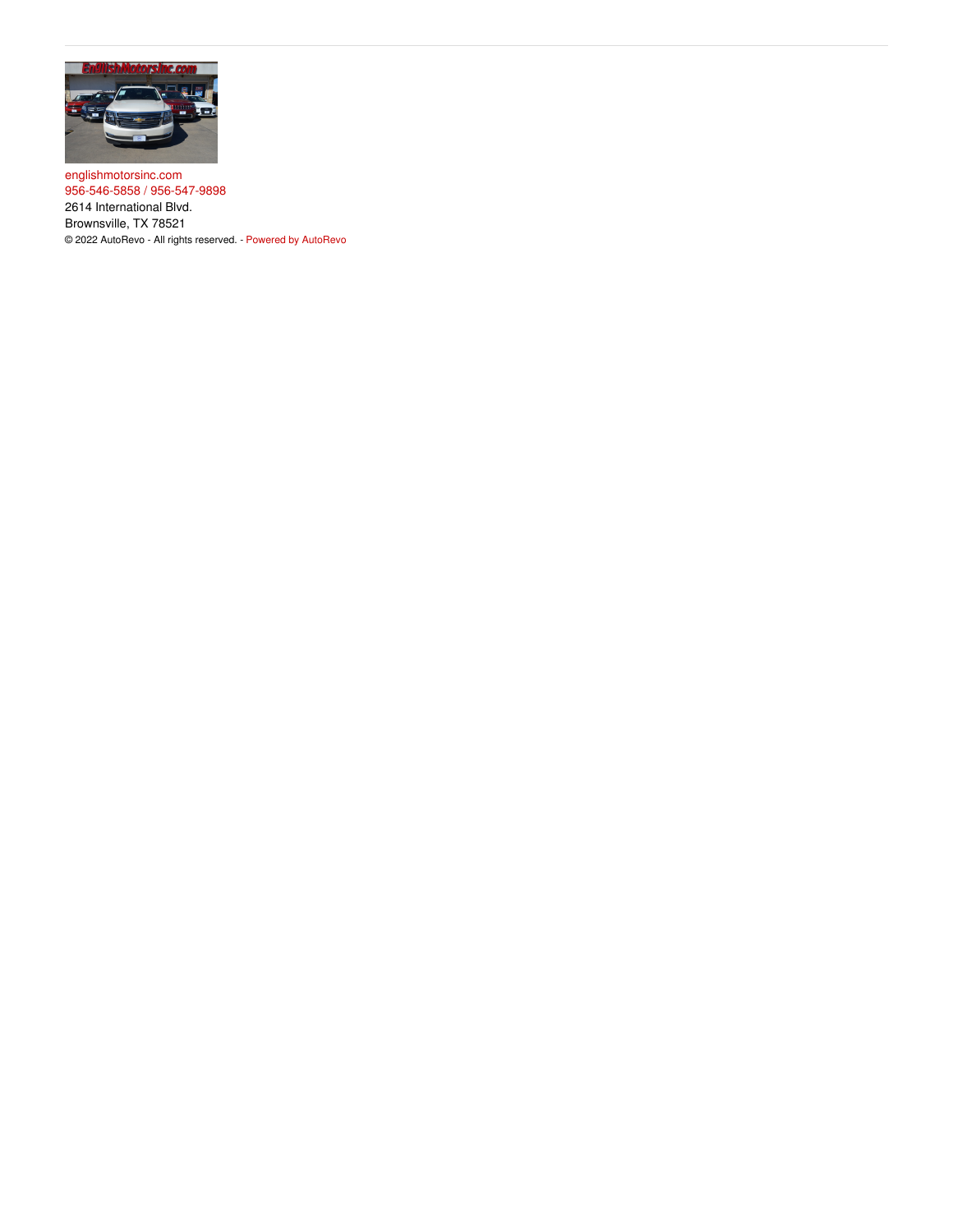englishmotorsinc.com
956-546-5858 / 956-547-9898
2614 International Blvd.
Brownsville, TX 78521
© 2022 AutoRevo - All rights reserved. - Powered by AutoRevo